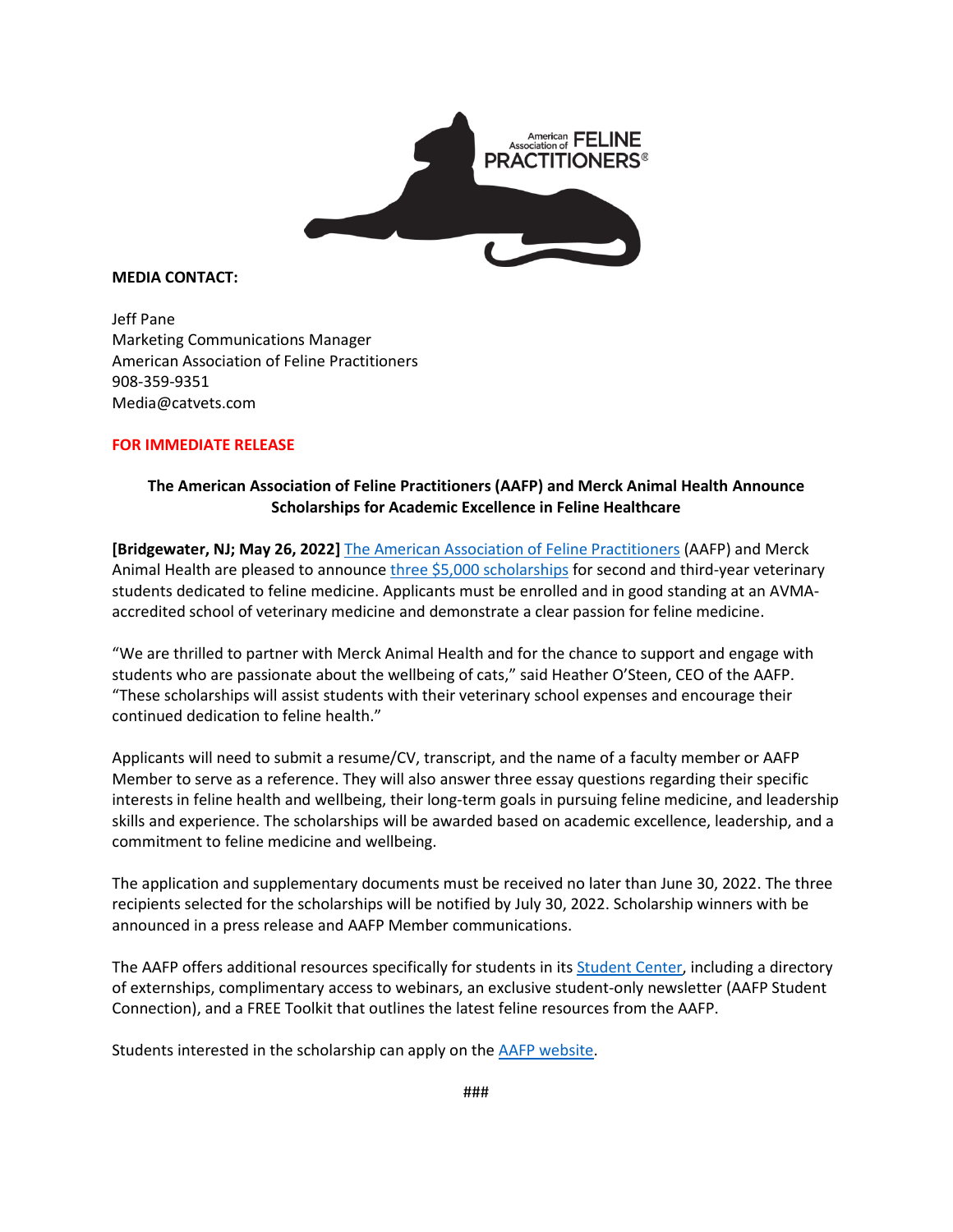**MEDIA CONTACT:**

Jeff Pane
Marketing Communications Manager
American Association of Feline Practitioners
908-359-9351
Media@catvets.com

**FOR IMMEDIATE RELEASE**

**The American Association of Feline Practitioners (AAFP) and Merck Animal Health Announce Scholarships for Academic Excellence in Feline Healthcare**

**[Bridgewater, NJ; May 26, 2022]** The American Association of Feline Practitioners (AAFP) and Merck Animal Health are pleased to announce three $5,000 scholarships for second and third-year veterinary students dedicated to feline medicine. Applicants must be enrolled and in good standing at an AVMA-accredited school of veterinary medicine and demonstrate a clear passion for feline medicine.

"We are thrilled to partner with Merck Animal Health and for the chance to support and engage with students who are passionate about the wellbeing of cats," said Heather O'Steen, CEO of the AAFP. "These scholarships will assist students with their veterinary school expenses and encourage their continued dedication to feline health."

Applicants will need to submit a resume/CV, transcript, and the name of a faculty member or AAFP Member to serve as a reference. They will also answer three essay questions regarding their specific interests in feline health and wellbeing, their long-term goals in pursuing feline medicine, and leadership skills and experience. The scholarships will be awarded based on academic excellence, leadership, and a commitment to feline medicine and wellbeing.

The application and supplementary documents must be received no later than June 30, 2022. The three recipients selected for the scholarships will be notified by July 30, 2022. Scholarship winners with be announced in a press release and AAFP Member communications.

The AAFP offers additional resources specifically for students in its Student Center, including a directory of externships, complimentary access to webinars, an exclusive student-only newsletter (AAFP Student Connection), and a FREE Toolkit that outlines the latest feline resources from the AAFP.

Students interested in the scholarship can apply on the AAFP website.

###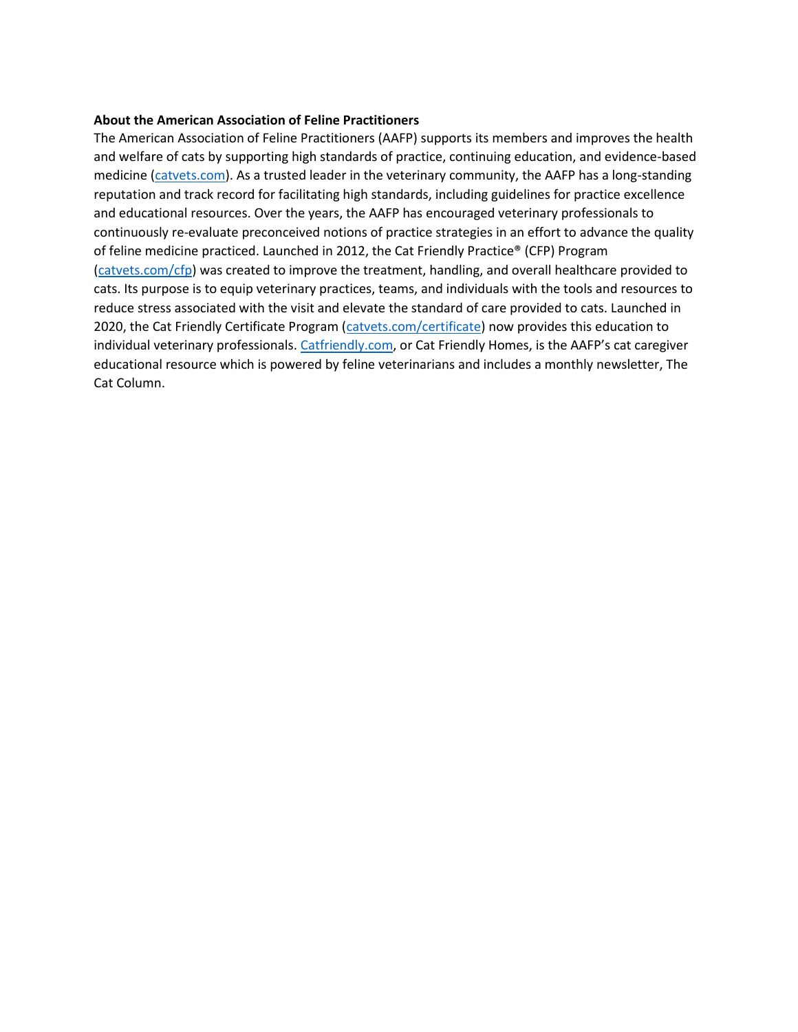**About the American Association of Feline Practitioners**

The American Association of Feline Practitioners (AAFP) supports its members and improves the health and welfare of cats by supporting high standards of practice, continuing education, and evidence-based medicine (catvets.com). As a trusted leader in the veterinary community, the AAFP has a long-standing reputation and track record for facilitating high standards, including guidelines for practice excellence and educational resources. Over the years, the AAFP has encouraged veterinary professionals to continuously re-evaluate preconceived notions of practice strategies in an effort to advance the quality of feline medicine practiced. Launched in 2012, the Cat Friendly Practice® (CFP) Program (catvets.com/cfp) was created to improve the treatment, handling, and overall healthcare provided to cats. Its purpose is to equip veterinary practices, teams, and individuals with the tools and resources to reduce stress associated with the visit and elevate the standard of care provided to cats. Launched in 2020, the Cat Friendly Certificate Program (catvets.com/certificate) now provides this education to individual veterinary professionals. Catfriendly.com, or Cat Friendly Homes, is the AAFP's cat caregiver educational resource which is powered by feline veterinarians and includes a monthly newsletter, The Cat Column.